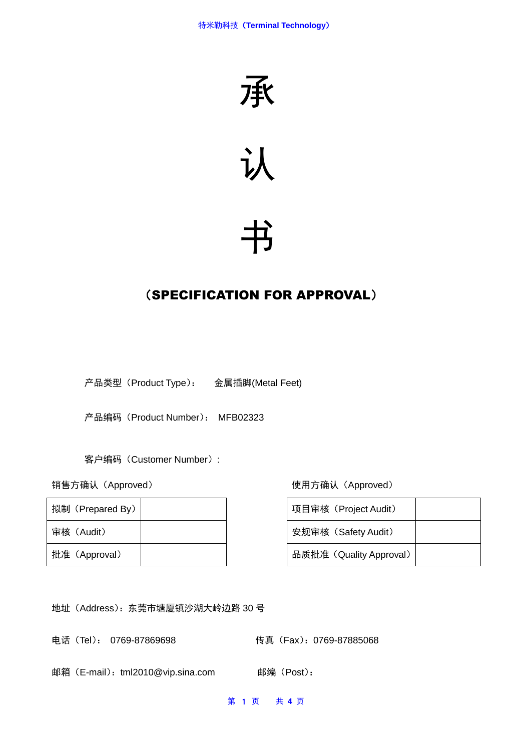# 承

# 认

# 书

## （SPECIFICATION FOR APPROVAL）

产品类型（Product Type）：　金属插脚(Metal Feet)

产品编码（Product Number）：　MFB02323

客户编码（Customer Number）:

销售方确认（Approved）

| 拟制（Prepared By） | |
|---|---|
| 审核（Audit） | |
| 批准（Approval） | |

使用方确认（Approved）

| 项目审核（Project Audit） | |
|---|---|
| 安规审核（Safety Audit） | |
| 品质批准（Quality Approval） | |

地址（Address）：东莞市塘厦镇沙湖大岭边路 30 号

电话（Tel）：　0769-87869698　　　　传真（Fax）：0769-87885068

邮箱（E-mail）：tml2010@vip.sina.com　　　　邮编（Post）：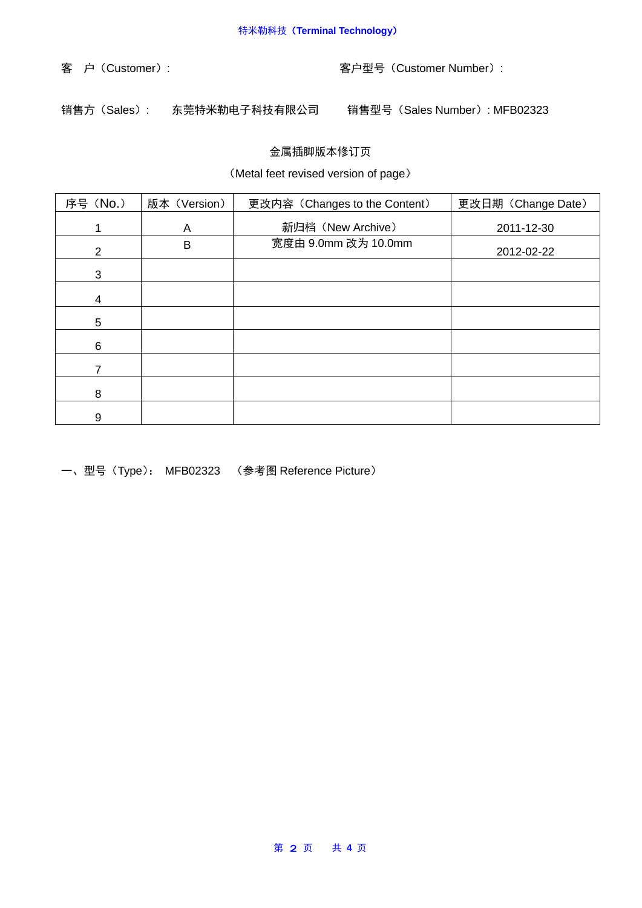客　户（Customer）:　　　　　　　　　　　　　　　　客户型号（Customer Number）:

销售方（Sales）:　　东莞特米勒电子科技有限公司　　销售型号（Sales Number）: MFB02323

金属插脚版本修订页

（Metal feet revised version of page）

| 序号（No.） | 版本（Version） | 更改内容（Changes to the Content） | 更改日期（Change Date） |
|---|---|---|---|
| 1 | A | 新归档（New Archive） | 2011-12-30 |
| 2 | B | 宽度由 9.0mm 改为 10.0mm | 2012-02-22 |
| 3 | | | |
| 4 | | | |
| 5 | | | |
| 6 | | | |
| 7 | | | |
| 8 | | | |
| 9 | | | |

一、型号（Type）:　MFB02323　（参考图 Reference Picture）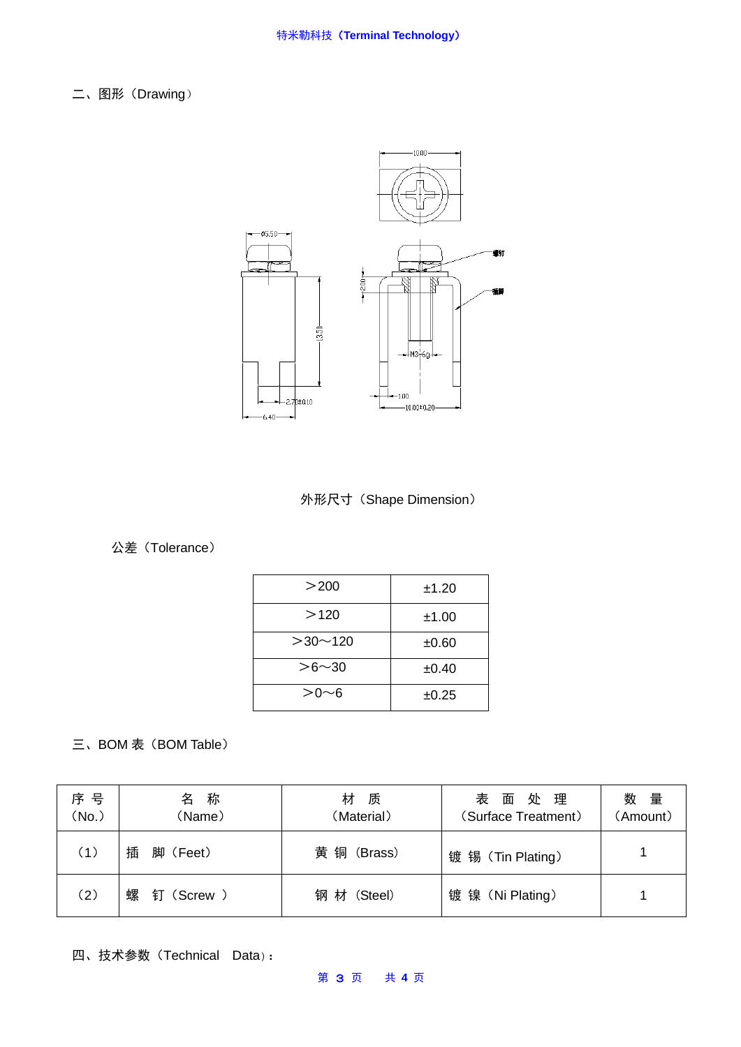二、图形（Drawing）

外形尺寸（Shape Dimension）

公差（Tolerance）

| ＞200 | ±1.20 |
|---|---|
| ＞120 | ±1.00 |
| ＞30～120 | ±0.60 |
| ＞6～30 | ±0.40 |
| ＞0～6 | ±0.25 |

三、BOM 表（BOM Table）

| 序 号（No.） | 名 称（Name） | 材 质（Material） | 表 面 处 理（Surface Treatment） | 数 量（Amount） |
|---|---|---|---|---|
| （1） | 插 脚（Feet） | 黄 铜（Brass） | 镀 锡（Tin Plating） | 1 |
| （2） | 螺 钉（Screw ） | 钢 材（Steel） | 镀 镍（Ni Plating） | 1 |

四、技术参数（Technical Data）：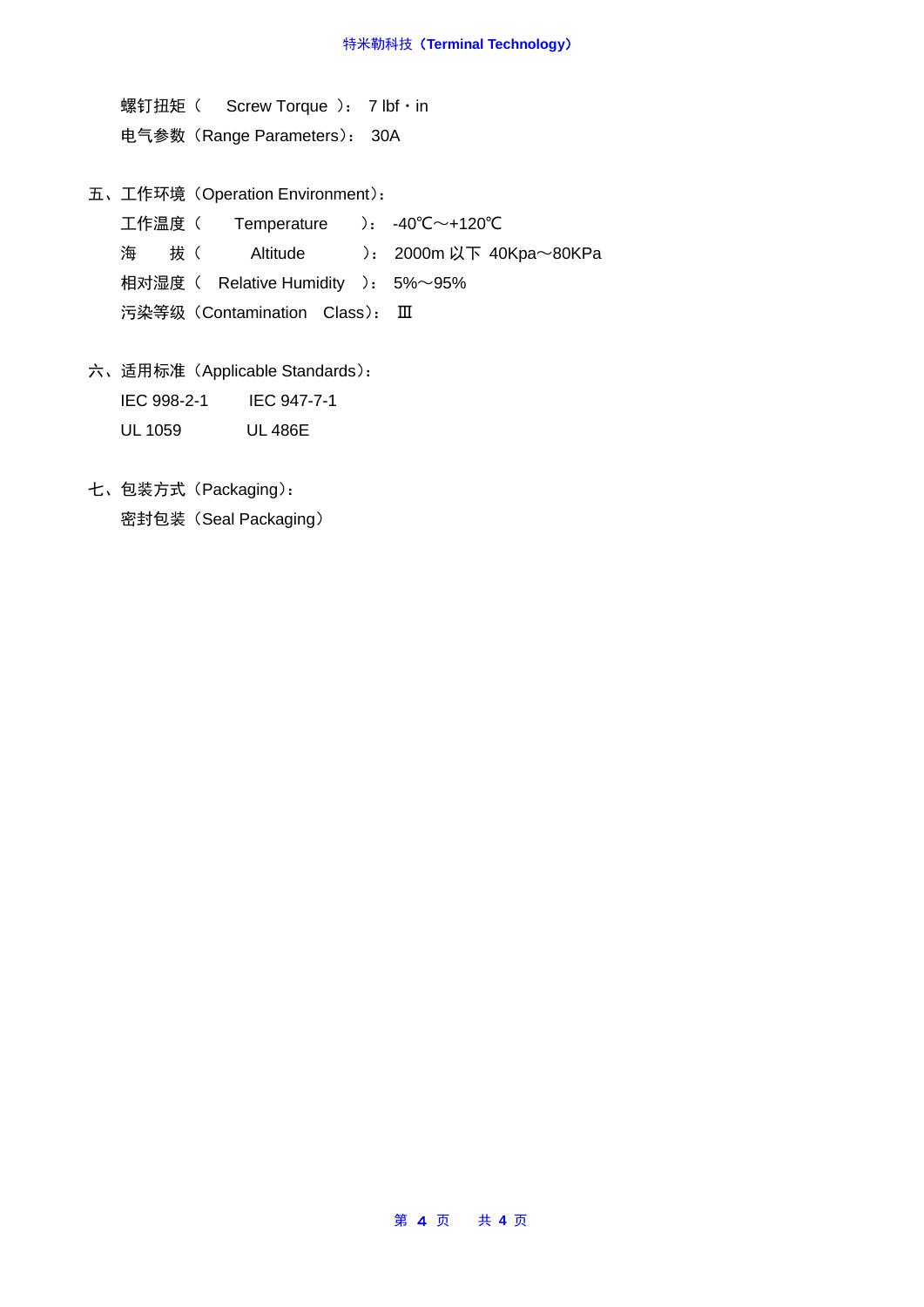螺钉扭矩（ Screw Torque ）： 7 lbf・in

电气参数（Range Parameters）： 30A

五、工作环境（Operation Environment）：

工作温度（ Temperature ）： -40℃～+120℃

海 拔（ Altitude ）： 2000m 以下 40Kpa～80KPa

相对湿度（ Relative Humidity ）： 5%～95%

污染等级（Contamination Class）： Ⅲ

六、适用标准（Applicable Standards）：

IEC 998-2-1 IEC 947-7-1

UL 1059 UL 486E

七、包装方式（Packaging）：

密封包装（Seal Packaging）